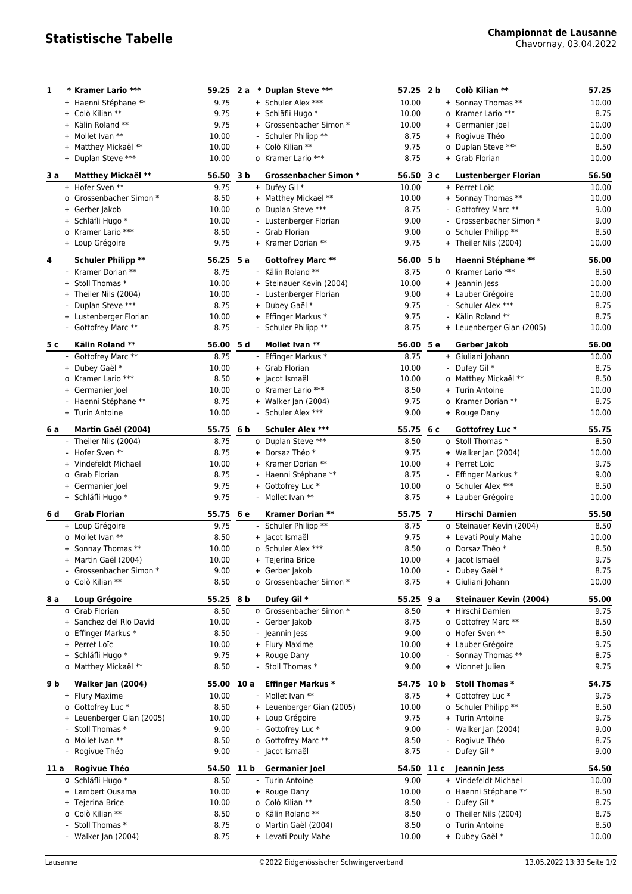# Statistische Tabelle

**Championnat de Lausanne**
Chavornay, 03.04.2022

| Rang | | Name | Punkte |
|---|---|---|---|
| **1** | * | **Kramer Lario *** | **59.25** |
| | + | Haenni Stéphane ** | 9.75 |
| | + | Colò Kilian ** | 9.75 |
| | + | Kälin Roland ** | 9.75 |
| | + | Mollet Ivan ** | 10.00 |
| | + | Matthey Mickaël ** | 10.00 |
| | + | Duplan Steve *** | 10.00 |
| **2 a** | * | **Duplan Steve *** | **57.25** |
| | + | Schuler Alex *** | 10.00 |
| | + | Schläfli Hugo * | 10.00 |
| | + | Grossenbacher Simon * | 10.00 |
| | - | Schuler Philipp ** | 8.75 |
| | + | Colò Kilian ** | 9.75 |
| | o | Kramer Lario *** | 8.75 |
| **2 b** | | **Colò Kilian ** | **57.25** |
| | + | Sonnay Thomas ** | 10.00 |
| | o | Kramer Lario *** | 8.75 |
| | + | Germanier Joel | 10.00 |
| | + | Rogivue Théo | 10.00 |
| | o | Duplan Steve *** | 8.50 |
| | + | Grab Florian | 10.00 |
| **3 a** | | **Matthey Mickaël ** | **56.50** |
| | + | Hofer Sven ** | 9.75 |
| | o | Grossenbacher Simon * | 8.50 |
| | + | Gerber Jakob | 10.00 |
| | + | Schläfli Hugo * | 10.00 |
| | o | Kramer Lario *** | 8.50 |
| | + | Loup Grégoire | 9.75 |
| **3 b** | | **Grossenbacher Simon *** | **56.50** |
| | + | Dufey Gil * | 10.00 |
| | + | Matthey Mickaël ** | 10.00 |
| | o | Duplan Steve *** | 8.75 |
| | - | Lustenberger Florian | 9.00 |
| | - | Grab Florian | 9.00 |
| | + | Kramer Dorian ** | 9.75 |
| **3 c** | | **Lustenberger Florian** | **56.50** |
| | + | Perret Loïc | 10.00 |
| | + | Sonnay Thomas ** | 10.00 |
| | - | Gottofrey Marc ** | 9.00 |
| | - | Grossenbacher Simon * | 9.00 |
| | o | Schuler Philipp ** | 8.50 |
| | + | Theiler Nils (2004) | 10.00 |
| **4** | | **Schuler Philipp ** | **56.25** |
| | - | Kramer Dorian ** | 8.75 |
| | + | Stoll Thomas * | 10.00 |
| | + | Theiler Nils (2004) | 10.00 |
| | - | Duplan Steve *** | 8.75 |
| | + | Lustenberger Florian | 10.00 |
| | - | Gottofrey Marc ** | 8.75 |
| **5 a** | | **Gottofrey Marc ** | **56.00** |
| | - | Kälin Roland ** | 8.75 |
| | + | Steinauer Kevin (2004) | 10.00 |
| | - | Lustenberger Florian | 9.00 |
| | + | Dubey Gaël * | 9.75 |
| | + | Effinger Markus * | 9.75 |
| | - | Schuler Philipp ** | 8.75 |
| **5 b** | | **Haenni Stéphane ** | **56.00** |
| | o | Kramer Lario *** | 8.50 |
| | + | Jeannin Jess | 10.00 |
| | + | Lauber Grégoire | 10.00 |
| | - | Schuler Alex *** | 8.75 |
| | - | Kälin Roland ** | 8.75 |
| | + | Leuenberger Gian (2005) | 10.00 |
| **5 c** | | **Kälin Roland ** | **56.00** |
| | - | Gottofrey Marc ** | 8.75 |
| | + | Dubey Gaël * | 10.00 |
| | o | Kramer Lario *** | 8.50 |
| | + | Germanier Joel | 10.00 |
| | - | Haenni Stéphane ** | 8.75 |
| | + | Turin Antoine | 10.00 |
| **5 d** | | **Mollet Ivan ** | **56.00** |
| | - | Effinger Markus * | 8.75 |
| | + | Grab Florian | 10.00 |
| | + | Jacot Ismaël | 10.00 |
| | o | Kramer Lario *** | 8.50 |
| | + | Walker Jan (2004) | 9.75 |
| | - | Schuler Alex *** | 9.00 |
| **5 e** | | **Gerber Jakob** | **56.00** |
| | + | Giuliani Johann | 10.00 |
| | - | Dufey Gil * | 8.75 |
| | o | Matthey Mickaël ** | 8.50 |
| | + | Turin Antoine | 10.00 |
| | o | Kramer Dorian ** | 8.75 |
| | + | Rouge Dany | 10.00 |
| **6 a** | | **Martin Gaël (2004)** | **55.75** |
| | - | Theiler Nils (2004) | 8.75 |
| | - | Hofer Sven ** | 8.75 |
| | + | Vindefeldt Michael | 10.00 |
| | o | Grab Florian | 8.75 |
| | + | Germanier Joel | 9.75 |
| | + | Schläfli Hugo * | 9.75 |
| **6 b** | | **Schuler Alex *** | **55.75** |
| | o | Duplan Steve *** | 8.50 |
| | + | Dorsaz Théo * | 9.75 |
| | + | Kramer Dorian ** | 10.00 |
| | - | Haenni Stéphane ** | 8.75 |
| | + | Gottofrey Luc * | 10.00 |
| | - | Mollet Ivan ** | 8.75 |
| **6 c** | | **Gottofrey Luc *** | **55.75** |
| | o | Stoll Thomas * | 8.50 |
| | + | Walker Jan (2004) | 10.00 |
| | + | Perret Loïc | 9.75 |
| | - | Effinger Markus * | 9.00 |
| | o | Schuler Alex *** | 8.50 |
| | + | Lauber Grégoire | 10.00 |
| **6 d** | | **Grab Florian** | **55.75** |
| | + | Loup Grégoire | 9.75 |
| | o | Mollet Ivan ** | 8.50 |
| | + | Sonnay Thomas ** | 10.00 |
| | + | Martin Gaël (2004) | 10.00 |
| | - | Grossenbacher Simon * | 9.00 |
| | o | Colò Kilian ** | 8.50 |
| **6 e** | | **Kramer Dorian ** | **55.75** |
| | - | Schuler Philipp ** | 8.75 |
| | + | Jacot Ismaël | 9.75 |
| | o | Schuler Alex *** | 8.50 |
| | + | Tejerina Brice | 10.00 |
| | + | Gerber Jakob | 10.00 |
| | o | Grossenbacher Simon * | 8.75 |
| **7** | | **Hirschi Damien** | **55.50** |
| | o | Steinauer Kevin (2004) | 8.50 |
| | + | Levati Pouly Mahe | 10.00 |
| | o | Dorsaz Théo * | 8.50 |
| | + | Jacot Ismaël | 9.75 |
| | - | Dubey Gaël * | 8.75 |
| | + | Giuliani Johann | 10.00 |
| **8 a** | | **Loup Grégoire** | **55.25** |
| | o | Grab Florian | 8.50 |
| | + | Sanchez del Rio David | 10.00 |
| | o | Effinger Markus * | 8.50 |
| | + | Perret Loïc | 10.00 |
| | + | Schläfli Hugo * | 9.75 |
| | o | Matthey Mickaël ** | 8.50 |
| **8 b** | | **Dufey Gil *** | **55.25** |
| | o | Grossenbacher Simon * | 8.50 |
| | - | Gerber Jakob | 8.75 |
| | - | Jeannin Jess | 9.00 |
| | + | Flury Maxime | 10.00 |
| | + | Rouge Dany | 10.00 |
| | - | Stoll Thomas * | 9.00 |
| **9 a** | | **Steinauer Kevin (2004)** | **55.00** |
| | + | Hirschi Damien | 9.75 |
| | o | Gottofrey Marc ** | 8.50 |
| | o | Hofer Sven ** | 8.50 |
| | + | Lauber Grégoire | 9.75 |
| | - | Sonnay Thomas ** | 8.75 |
| | + | Vionnet Julien | 9.75 |
| **9 b** | | **Walker Jan (2004)** | **55.00** |
| | + | Flury Maxime | 10.00 |
| | o | Gottofrey Luc * | 8.50 |
| | + | Leuenberger Gian (2005) | 10.00 |
| | - | Stoll Thomas * | 9.00 |
| | o | Mollet Ivan ** | 8.50 |
| | - | Rogivue Théo | 9.00 |
| **10 a** | | **Effinger Markus *** | **54.75** |
| | - | Mollet Ivan ** | 8.75 |
| | + | Leuenberger Gian (2005) | 10.00 |
| | + | Loup Grégoire | 9.75 |
| | - | Gottofrey Luc * | 9.00 |
| | o | Gottofrey Marc ** | 8.50 |
| | - | Jacot Ismaël | 8.75 |
| **10 b** | | **Stoll Thomas *** | **54.75** |
| | + | Gottofrey Luc * | 9.75 |
| | o | Schuler Philipp ** | 8.50 |
| | + | Turin Antoine | 9.75 |
| | - | Walker Jan (2004) | 9.00 |
| | - | Rogivue Théo | 8.75 |
| | - | Dufey Gil * | 9.00 |
| **11 a** | | **Rogivue Théo** | **54.50** |
| | o | Schläfli Hugo * | 8.50 |
| | + | Lambert Ousama | 10.00 |
| | + | Tejerina Brice | 10.00 |
| | o | Colò Kilian ** | 8.50 |
| | - | Stoll Thomas * | 8.75 |
| | - | Walker Jan (2004) | 8.75 |
| **11 b** | | **Germanier Joel** | **54.50** |
| | - | Turin Antoine | 9.00 |
| | + | Rouge Dany | 10.00 |
| | o | Colò Kilian ** | 8.50 |
| | o | Kälin Roland ** | 8.50 |
| | o | Martin Gaël (2004) | 8.50 |
| | + | Levati Pouly Mahe | 10.00 |
| **11 c** | | **Jeannin Jess** | **54.50** |
| | + | Vindefeldt Michael | 10.00 |
| | o | Haenni Stéphane ** | 8.50 |
| | - | Dufey Gil * | 8.75 |
| | o | Theiler Nils (2004) | 8.75 |
| | o | Turin Antoine | 8.50 |
| | + | Dubey Gaël * | 10.00 |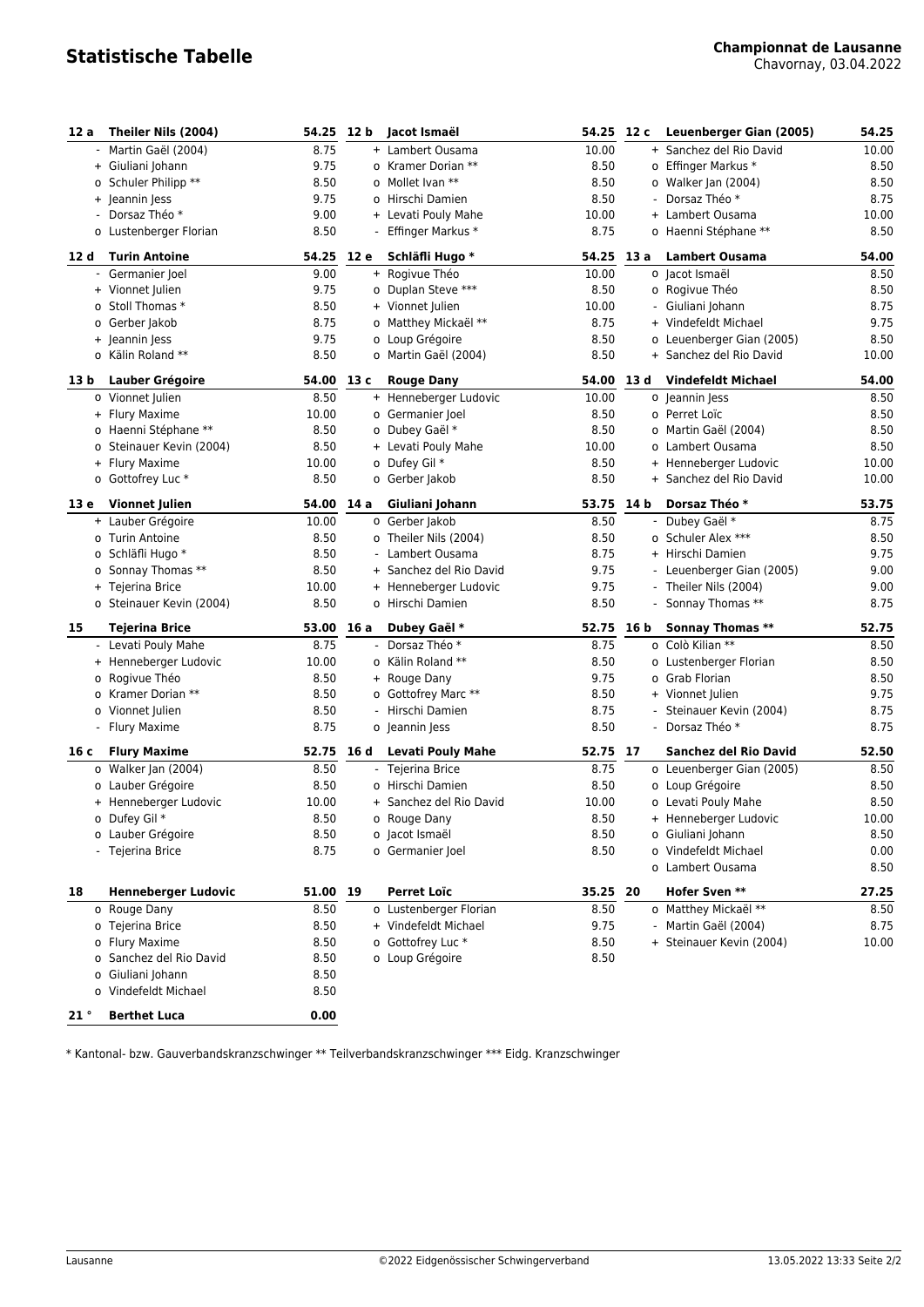# Statistische Tabelle

**Championnat de Lausanne**
Chavornay, 03.04.2022

| | | | | | | | | |
|---|---|---|---|---|---|---|---|---|
| **12 a** | **Theiler Nils (2004)** | **54.25** | **12 b** | **Jacot Ismaël** | **54.25** | **12 c** | **Leuenberger Gian (2005)** | **54.25** |
| | - Martin Gaël (2004) | 8.75 | | + Lambert Ousama | 10.00 | | + Sanchez del Rio David | 10.00 |
| | + Giuliani Johann | 9.75 | | o Kramer Dorian ** | 8.50 | | o Effinger Markus * | 8.50 |
| | o Schuler Philipp ** | 8.50 | | o Mollet Ivan ** | 8.50 | | o Walker Jan (2004) | 8.50 |
| | + Jeannin Jess | 9.75 | | o Hirschi Damien | 8.50 | | - Dorsaz Théo * | 8.75 |
| | - Dorsaz Théo * | 9.00 | | + Levati Pouly Mahe | 10.00 | | + Lambert Ousama | 10.00 |
| | o Lustenberger Florian | 8.50 | | - Effinger Markus * | 8.75 | | o Haenni Stéphane ** | 8.50 |
| **12 d** | **Turin Antoine** | **54.25** | **12 e** | **Schläfli Hugo *** | **54.25** | **13 a** | **Lambert Ousama** | **54.00** |
| | - Germanier Joel | 9.00 | | + Rogivue Théo | 10.00 | | o Jacot Ismaël | 8.50 |
| | + Vionnet Julien | 9.75 | | o Duplan Steve *** | 8.50 | | o Rogivue Théo | 8.50 |
| | o Stoll Thomas * | 8.50 | | + Vionnet Julien | 10.00 | | - Giuliani Johann | 8.75 |
| | o Gerber Jakob | 8.75 | | o Matthey Mickaël ** | 8.75 | | + Vindefeldt Michael | 9.75 |
| | + Jeannin Jess | 9.75 | | o Loup Grégoire | 8.50 | | o Leuenberger Gian (2005) | 8.50 |
| | o Kälin Roland ** | 8.50 | | o Martin Gaël (2004) | 8.50 | | + Sanchez del Rio David | 10.00 |
| **13 b** | **Lauber Grégoire** | **54.00** | **13 c** | **Rouge Dany** | **54.00** | **13 d** | **Vindefeldt Michael** | **54.00** |
| | o Vionnet Julien | 8.50 | | + Henneberger Ludovic | 10.00 | | o Jeannin Jess | 8.50 |
| | + Flury Maxime | 10.00 | | o Germanier Joel | 8.50 | | o Perret Loïc | 8.50 |
| | o Haenni Stéphane ** | 8.50 | | o Dubey Gaël * | 8.50 | | o Martin Gaël (2004) | 8.50 |
| | o Steinauer Kevin (2004) | 8.50 | | + Levati Pouly Mahe | 10.00 | | o Lambert Ousama | 8.50 |
| | + Flury Maxime | 10.00 | | o Dufey Gil * | 8.50 | | + Henneberger Ludovic | 10.00 |
| | o Gottofrey Luc * | 8.50 | | o Gerber Jakob | 8.50 | | + Sanchez del Rio David | 10.00 |
| **13 e** | **Vionnet Julien** | **54.00** | **14 a** | **Giuliani Johann** | **53.75** | **14 b** | **Dorsaz Théo *** | **53.75** |
| | + Lauber Grégoire | 10.00 | | o Gerber Jakob | 8.50 | | - Dubey Gaël * | 8.75 |
| | o Turin Antoine | 8.50 | | o Theiler Nils (2004) | 8.50 | | o Schuler Alex *** | 8.50 |
| | o Schläfli Hugo * | 8.50 | | - Lambert Ousama | 8.75 | | + Hirschi Damien | 9.75 |
| | o Sonnay Thomas ** | 8.50 | | + Sanchez del Rio David | 9.75 | | - Leuenberger Gian (2005) | 9.00 |
| | + Tejerina Brice | 10.00 | | + Henneberger Ludovic | 9.75 | | - Theiler Nils (2004) | 9.00 |
| | o Steinauer Kevin (2004) | 8.50 | | o Hirschi Damien | 8.50 | | - Sonnay Thomas ** | 8.75 |
| **15** | **Tejerina Brice** | **53.00** | **16 a** | **Dubey Gaël *** | **52.75** | **16 b** | **Sonnay Thomas **** | **52.75** |
| | - Levati Pouly Mahe | 8.75 | | - Dorsaz Théo * | 8.75 | | o Colò Kilian ** | 8.50 |
| | + Henneberger Ludovic | 10.00 | | o Kälin Roland ** | 8.50 | | o Lustenberger Florian | 8.50 |
| | o Rogivue Théo | 8.50 | | + Rouge Dany | 9.75 | | o Grab Florian | 8.50 |
| | o Kramer Dorian ** | 8.50 | | o Gottofrey Marc ** | 8.50 | | + Vionnet Julien | 9.75 |
| | o Vionnet Julien | 8.50 | | - Hirschi Damien | 8.75 | | - Steinauer Kevin (2004) | 8.75 |
| | - Flury Maxime | 8.75 | | o Jeannin Jess | 8.50 | | - Dorsaz Théo * | 8.75 |
| **16 c** | **Flury Maxime** | **52.75** | **16 d** | **Levati Pouly Mahe** | **52.75** | **17** | **Sanchez del Rio David** | **52.50** |
| | o Walker Jan (2004) | 8.50 | | - Tejerina Brice | 8.75 | | o Leuenberger Gian (2005) | 8.50 |
| | o Lauber Grégoire | 8.50 | | o Hirschi Damien | 8.50 | | o Loup Grégoire | 8.50 |
| | + Henneberger Ludovic | 10.00 | | + Sanchez del Rio David | 10.00 | | o Levati Pouly Mahe | 8.50 |
| | o Dufey Gil * | 8.50 | | o Rouge Dany | 8.50 | | + Henneberger Ludovic | 10.00 |
| | o Lauber Grégoire | 8.50 | | o Jacot Ismaël | 8.50 | | o Giuliani Johann | 8.50 |
| | - Tejerina Brice | 8.75 | | o Germanier Joel | 8.50 | | o Vindefeldt Michael | 0.00 |
| | | | | | | | o Lambert Ousama | 8.50 |
| **18** | **Henneberger Ludovic** | **51.00** | **19** | **Perret Loïc** | **35.25** | **20** | **Hofer Sven **** | **27.25** |
| | o Rouge Dany | 8.50 | | o Lustenberger Florian | 8.50 | | o Matthey Mickaël ** | 8.50 |
| | o Tejerina Brice | 8.50 | | + Vindefeldt Michael | 9.75 | | - Martin Gaël (2004) | 8.75 |
| | o Flury Maxime | 8.50 | | o Gottofrey Luc * | 8.50 | | + Steinauer Kevin (2004) | 10.00 |
| | o Sanchez del Rio David | 8.50 | | o Loup Grégoire | 8.50 | | | |
| | o Giuliani Johann | 8.50 | | | | | | |
| | o Vindefeldt Michael | 8.50 | | | | | | |
| **21 °** | **Berthet Luca** | **0.00** | | | | | | |

* Kantonal- bzw. Gauverbandskranzschwinger ** Teilverbandskranzschwinger *** Eidg. Kranzschwinger